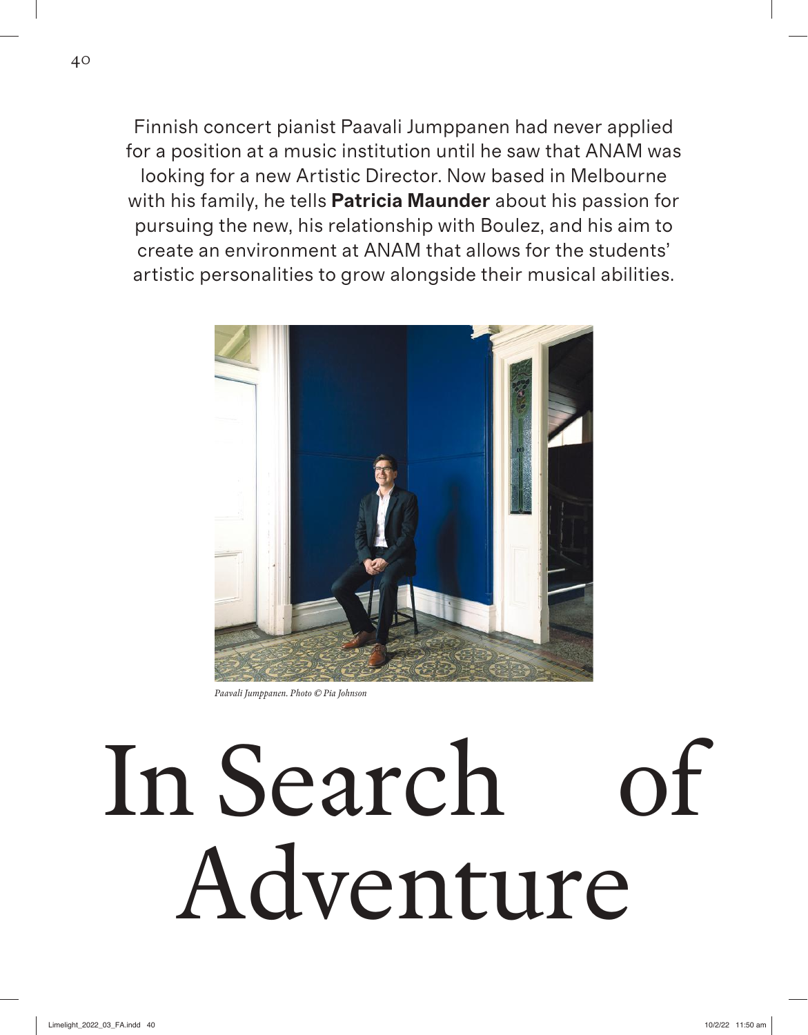Finnish concert pianist Paavali Jumppanen had never applied for a position at a music institution until he saw that ANAM was looking for a new Artistic Director. Now based in Melbourne with his family, he tells **Patricia Maunder** about his passion for pursuing the new, his relationship with Boulez, and his aim to create an environment at ANAM that allows for the students' artistic personalities to grow alongside their musical abilities.

*Paavali Jumppanen. Photo © Pia Johnson*

# In Search of Adventure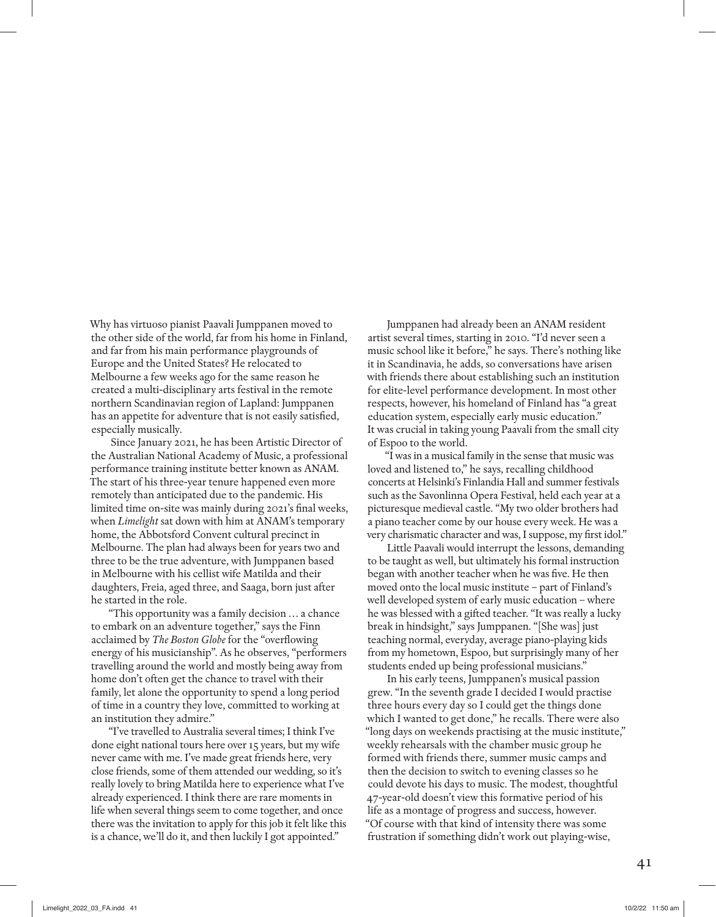Why has virtuoso pianist Paavali Jumppanen moved to the other side of the world, far from his home in Finland, and far from his main performance playgrounds of Europe and the United States? He relocated to Melbourne a few weeks ago for the same reason he created a multi-disciplinary arts festival in the remote northern Scandinavian region of Lapland: Jumppanen has an appetite for adventure that is not easily satisfied, especially musically.

Since January 2021, he has been Artistic Director of the Australian National Academy of Music, a professional performance training institute better known as ANAM. The start of his three-year tenure happened even more remotely than anticipated due to the pandemic. His limited time on-site was mainly during 2021's final weeks, when *Limelight* sat down with him at ANAM's temporary home, the Abbotsford Convent cultural precinct in Melbourne. The plan had always been for years two and three to be the true adventure, with Jumppanen based in Melbourne with his cellist wife Matilda and their daughters, Freia, aged three, and Saaga, born just after he started in the role.

"This opportunity was a family decision … a chance to embark on an adventure together," says the Finn acclaimed by *The Boston Globe* for the "overflowing energy of his musicianship". As he observes, "performers travelling around the world and mostly being away from home don't often get the chance to travel with their family, let alone the opportunity to spend a long period of time in a country they love, committed to working at an institution they admire."

"I've travelled to Australia several times; I think I've done eight national tours here over 15 years, but my wife never came with me. I've made great friends here, very close friends, some of them attended our wedding, so it's really lovely to bring Matilda here to experience what I've already experienced. I think there are rare moments in life when several things seem to come together, and once there was the invitation to apply for this job it felt like this is a chance, we'll do it, and then luckily I got appointed."

Jumppanen had already been an ANAM resident artist several times, starting in 2010. "I'd never seen a music school like it before," he says. There's nothing like it in Scandinavia, he adds, so conversations have arisen with friends there about establishing such an institution for elite-level performance development. In most other respects, however, his homeland of Finland has "a great education system, especially early music education." It was crucial in taking young Paavali from the small city of Espoo to the world.

"I was in a musical family in the sense that music was loved and listened to," he says, recalling childhood concerts at Helsinki's Finlandia Hall and summer festivals such as the Savonlinna Opera Festival, held each year at a picturesque medieval castle. "My two older brothers had a piano teacher come by our house every week. He was a very charismatic character and was, I suppose, my first idol."

Little Paavali would interrupt the lessons, demanding to be taught as well, but ultimately his formal instruction began with another teacher when he was five. He then moved onto the local music institute – part of Finland's well developed system of early music education – where he was blessed with a gifted teacher. "It was really a lucky break in hindsight," says Jumppanen. "[She was] just teaching normal, everyday, average piano-playing kids from my hometown, Espoo, but surprisingly many of her students ended up being professional musicians."

In his early teens, Jumppanen's musical passion grew. "In the seventh grade I decided I would practise three hours every day so I could get the things done which I wanted to get done," he recalls. There were also "long days on weekends practising at the music institute," weekly rehearsals with the chamber music group he formed with friends there, summer music camps and then the decision to switch to evening classes so he could devote his days to music. The modest, thoughtful 47-year-old doesn't view this formative period of his life as a montage of progress and success, however. "Of course with that kind of intensity there was some frustration if something didn't work out playing-wise,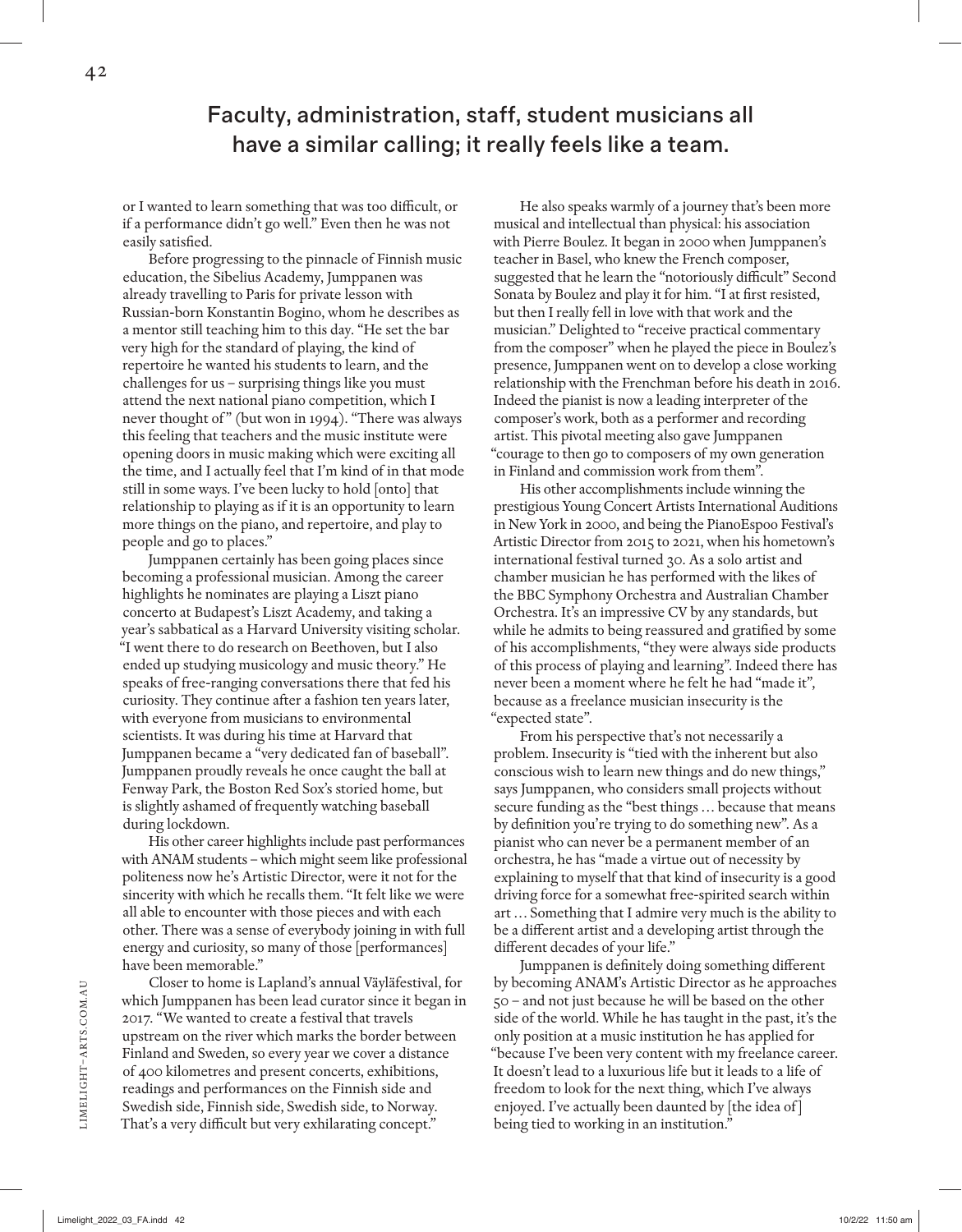## Faculty, administration, staff, student musicians all have a similar calling; it really feels like a team.

or I wanted to learn something that was too difficult, or if a performance didn't go well." Even then he was not easily satisfied.

Before progressing to the pinnacle of Finnish music education, the Sibelius Academy, Jumppanen was already travelling to Paris for private lesson with Russian-born Konstantin Bogino, whom he describes as a mentor still teaching him to this day. "He set the bar very high for the standard of playing, the kind of repertoire he wanted his students to learn, and the challenges for us – surprising things like you must attend the next national piano competition, which I never thought of" (but won in 1994). "There was always this feeling that teachers and the music institute were opening doors in music making which were exciting all the time, and I actually feel that I'm kind of in that mode still in some ways. I've been lucky to hold [onto] that relationship to playing as if it is an opportunity to learn more things on the piano, and repertoire, and play to people and go to places."

Jumppanen certainly has been going places since becoming a professional musician. Among the career highlights he nominates are playing a Liszt piano concerto at Budapest's Liszt Academy, and taking a year's sabbatical as a Harvard University visiting scholar. "I went there to do research on Beethoven, but I also ended up studying musicology and music theory." He speaks of free-ranging conversations there that fed his curiosity. They continue after a fashion ten years later, with everyone from musicians to environmental scientists. It was during his time at Harvard that Jumppanen became a "very dedicated fan of baseball". Jumppanen proudly reveals he once caught the ball at Fenway Park, the Boston Red Sox's storied home, but is slightly ashamed of frequently watching baseball during lockdown.

His other career highlights include past performances with ANAM students – which might seem like professional politeness now he's Artistic Director, were it not for the sincerity with which he recalls them. "It felt like we were all able to encounter with those pieces and with each other. There was a sense of everybody joining in with full energy and curiosity, so many of those [performances] have been memorable."

Closer to home is Lapland's annual Väyläfestival, for which Jumppanen has been lead curator since it began in 2017. "We wanted to create a festival that travels upstream on the river which marks the border between Finland and Sweden, so every year we cover a distance of 400 kilometres and present concerts, exhibitions, readings and performances on the Finnish side and Swedish side, Finnish side, Swedish side, to Norway. That's a very difficult but very exhilarating concept."

He also speaks warmly of a journey that's been more musical and intellectual than physical: his association with Pierre Boulez. It began in 2000 when Jumppanen's teacher in Basel, who knew the French composer, suggested that he learn the "notoriously difficult" Second Sonata by Boulez and play it for him. "I at first resisted, but then I really fell in love with that work and the musician." Delighted to "receive practical commentary from the composer" when he played the piece in Boulez's presence, Jumppanen went on to develop a close working relationship with the Frenchman before his death in 2016. Indeed the pianist is now a leading interpreter of the composer's work, both as a performer and recording artist. This pivotal meeting also gave Jumppanen "courage to then go to composers of my own generation in Finland and commission work from them".

His other accomplishments include winning the prestigious Young Concert Artists International Auditions in New York in 2000, and being the PianoEspoo Festival's Artistic Director from 2015 to 2021, when his hometown's international festival turned 30. As a solo artist and chamber musician he has performed with the likes of the BBC Symphony Orchestra and Australian Chamber Orchestra. It's an impressive CV by any standards, but while he admits to being reassured and gratified by some of his accomplishments, "they were always side products of this process of playing and learning". Indeed there has never been a moment where he felt he had "made it", because as a freelance musician insecurity is the "expected state".

From his perspective that's not necessarily a problem. Insecurity is "tied with the inherent but also conscious wish to learn new things and do new things," says Jumppanen, who considers small projects without secure funding as the "best things … because that means by definition you're trying to do something new". As a pianist who can never be a permanent member of an orchestra, he has "made a virtue out of necessity by explaining to myself that that kind of insecurity is a good driving force for a somewhat free-spirited search within art … Something that I admire very much is the ability to be a different artist and a developing artist through the different decades of your life."

Jumppanen is definitely doing something different by becoming ANAM's Artistic Director as he approaches 50 – and not just because he will be based on the other side of the world. While he has taught in the past, it's the only position at a music institution he has applied for "because I've been very content with my freelance career. It doesn't lead to a luxurious life but it leads to a life of freedom to look for the next thing, which I've always enjoyed. I've actually been daunted by [the idea of] being tied to working in an institution."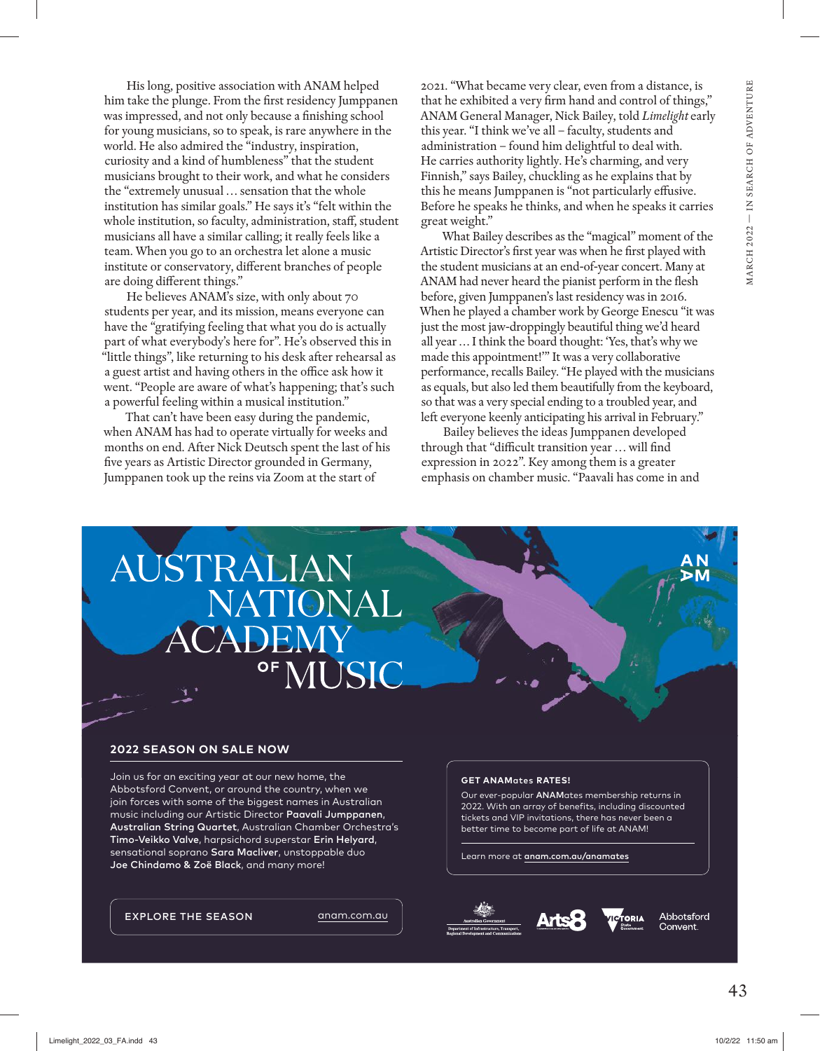His long, positive association with ANAM helped him take the plunge. From the first residency Jumppanen was impressed, and not only because a finishing school for young musicians, so to speak, is rare anywhere in the world. He also admired the "industry, inspiration, curiosity and a kind of humbleness" that the student musicians brought to their work, and what he considers the "extremely unusual … sensation that the whole institution has similar goals." He says it's "felt within the whole institution, so faculty, administration, staff, student musicians all have a similar calling; it really feels like a team. When you go to an orchestra let alone a music institute or conservatory, different branches of people are doing different things."

He believes ANAM's size, with only about 70 students per year, and its mission, means everyone can have the "gratifying feeling that what you do is actually part of what everybody's here for". He's observed this in "little things", like returning to his desk after rehearsal as a guest artist and having others in the office ask how it went. "People are aware of what's happening; that's such a powerful feeling within a musical institution."

That can't have been easy during the pandemic, when ANAM has had to operate virtually for weeks and months on end. After Nick Deutsch spent the last of his five years as Artistic Director grounded in Germany, Jumppanen took up the reins via Zoom at the start of 2021. "What became very clear, even from a distance, is that he exhibited a very firm hand and control of things," ANAM General Manager, Nick Bailey, told *Limelight* early this year. "I think we've all – faculty, students and administration – found him delightful to deal with. He carries authority lightly. He's charming, and very Finnish," says Bailey, chuckling as he explains that by this he means Jumppanen is "not particularly effusive. Before he speaks he thinks, and when he speaks it carries great weight."

What Bailey describes as the "magical" moment of the Artistic Director's first year was when he first played with the student musicians at an end-of-year concert. Many at ANAM had never heard the pianist perform in the flesh before, given Jumppanen's last residency was in 2016. When he played a chamber work by George Enescu "it was just the most jaw-droppingly beautiful thing we'd heard all year … I think the board thought: 'Yes, that's why we made this appointment!'" It was a very collaborative performance, recalls Bailey. "He played with the musicians as equals, but also led them beautifully from the keyboard, so that was a very special ending to a troubled year, and left everyone keenly anticipating his arrival in February."

Bailey believes the ideas Jumppanen developed through that "difficult transition year … will find expression in 2022". Key among them is a greater emphasis on chamber music. "Paavali has come in and

# AUSTRALIAN NATIONAL ACADEMY OF MUSIC

AN
AM

## 2022 SEASON ON SALE NOW

Join us for an exciting year at our new home, the Abbotsford Convent, or around the country, when we join forces with some of the biggest names in Australian music including our Artistic Director **Paavali Jumppanen**, **Australian String Quartet**, Australian Chamber Orchestra's **Timo-Veikko Valve**, harpsichord superstar **Erin Helyard**, sensational soprano **Sara Macliver**, unstoppable duo **Joe Chindamo & Zoë Black**, and many more!

EXPLORE THE SEASON anam.com.au

## GET ANAMates RATES!

Our ever-popular **ANAMates** membership returns in 2022. With an array of benefits, including discounted tickets and VIP invitations, there has never been a better time to become part of life at ANAM!

Learn more at **anam.com.au/anamates**

Australian Government Department of Infrastructure, Transport, Regional Development and Communications | Arts8 | Victoria State Government | Abbotsford Convent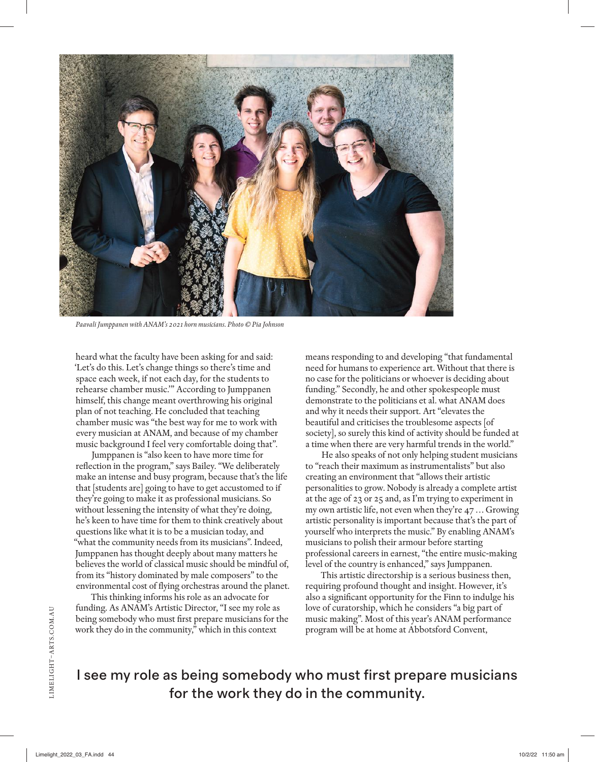*Paavali Jumppanen with ANAM's 2021 horn musicians. Photo © Pia Johnson*

heard what the faculty have been asking for and said: 'Let's do this. Let's change things so there's time and space each week, if not each day, for the students to rehearse chamber music.'" According to Jumppanen himself, this change meant overthrowing his original plan of not teaching. He concluded that teaching chamber music was "the best way for me to work with every musician at ANAM, and because of my chamber music background I feel very comfortable doing that".

Jumppanen is "also keen to have more time for reflection in the program," says Bailey. "We deliberately make an intense and busy program, because that's the life that [students are] going to have to get accustomed to if they're going to make it as professional musicians. So without lessening the intensity of what they're doing, he's keen to have time for them to think creatively about questions like what it is to be a musician today, and "what the community needs from its musicians". Indeed, Jumppanen has thought deeply about many matters he believes the world of classical music should be mindful of, from its "history dominated by male composers" to the environmental cost of flying orchestras around the planet.

This thinking informs his role as an advocate for funding. As ANAM's Artistic Director, "I see my role as being somebody who must first prepare musicians for the work they do in the community," which in this context means responding to and developing "that fundamental need for humans to experience art. Without that there is no case for the politicians or whoever is deciding about funding." Secondly, he and other spokespeople must demonstrate to the politicians et al. what ANAM does and why it needs their support. Art "elevates the beautiful and criticises the troublesome aspects [of society], so surely this kind of activity should be funded at a time when there are very harmful trends in the world."

He also speaks of not only helping student musicians to "reach their maximum as instrumentalists" but also creating an environment that "allows their artistic personalities to grow. Nobody is already a complete artist at the age of 23 or 25 and, as I'm trying to experiment in my own artistic life, not even when they're 47 … Growing artistic personality is important because that's the part of yourself who interprets the music." By enabling ANAM's musicians to polish their armour before starting professional careers in earnest, "the entire music-making level of the country is enhanced," says Jumppanen.

This artistic directorship is a serious business then, requiring profound thought and insight. However, it's also a significant opportunity for the Finn to indulge his love of curatorship, which he considers "a big part of music making". Most of this year's ANAM performance program will be at home at Abbotsford Convent,

**I see my role as being somebody who must first prepare musicians for the work they do in the community.**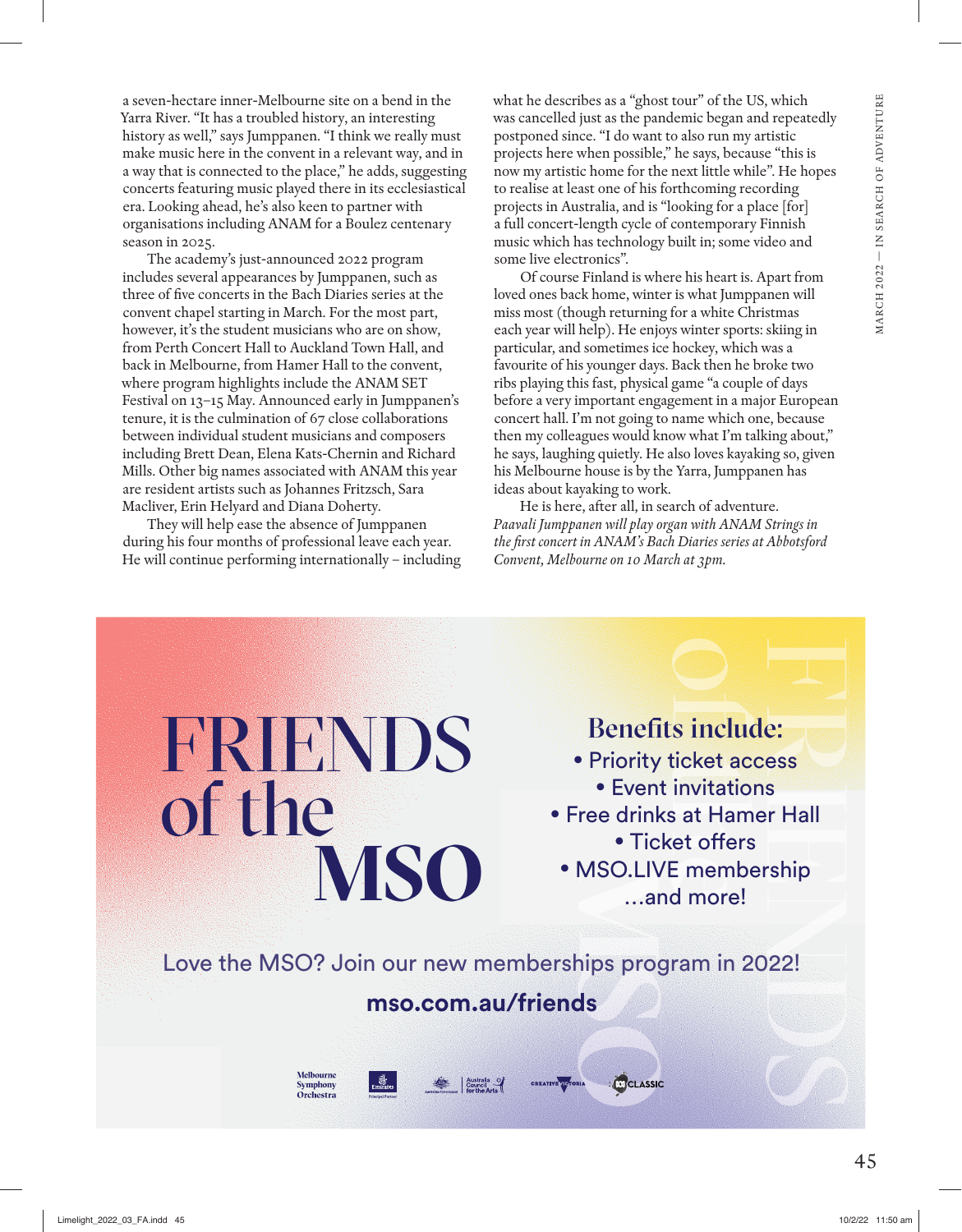a seven-hectare inner-Melbourne site on a bend in the Yarra River. "It has a troubled history, an interesting history as well," says Jumppanen. "I think we really must make music here in the convent in a relevant way, and in a way that is connected to the place," he adds, suggesting concerts featuring music played there in its ecclesiastical era. Looking ahead, he's also keen to partner with organisations including ANAM for a Boulez centenary season in 2025.

The academy's just-announced 2022 program includes several appearances by Jumppanen, such as three of five concerts in the Bach Diaries series at the convent chapel starting in March. For the most part, however, it's the student musicians who are on show, from Perth Concert Hall to Auckland Town Hall, and back in Melbourne, from Hamer Hall to the convent, where program highlights include the ANAM SET Festival on 13–15 May. Announced early in Jumppanen's tenure, it is the culmination of 67 close collaborations between individual student musicians and composers including Brett Dean, Elena Kats-Chernin and Richard Mills. Other big names associated with ANAM this year are resident artists such as Johannes Fritzsch, Sara Macliver, Erin Helyard and Diana Doherty.

They will help ease the absence of Jumppanen during his four months of professional leave each year. He will continue performing internationally – including what he describes as a "ghost tour" of the US, which was cancelled just as the pandemic began and repeatedly postponed since. "I do want to also run my artistic projects here when possible," he says, because "this is now my artistic home for the next little while". He hopes to realise at least one of his forthcoming recording projects in Australia, and is "looking for a place [for] a full concert-length cycle of contemporary Finnish music which has technology built in; some video and some live electronics".

Of course Finland is where his heart is. Apart from loved ones back home, winter is what Jumppanen will miss most (though returning for a white Christmas each year will help). He enjoys winter sports: skiing in particular, and sometimes ice hockey, which was a favourite of his younger days. Back then he broke two ribs playing this fast, physical game "a couple of days before a very important engagement in a major European concert hall. I'm not going to name which one, because then my colleagues would know what I'm talking about," he says, laughing quietly. He also loves kayaking so, given his Melbourne house is by the Yarra, Jumppanen has ideas about kayaking to work.

He is here, after all, in search of adventure.

*Paavali Jumppanen will play organ with ANAM Strings in the first concert in ANAM's Bach Diaries series at Abbotsford Convent, Melbourne on 10 March at 3pm.*

# FRIENDS of the MSO

## Benefits include:

- Priority ticket access
- Event invitations
- Free drinks at Hamer Hall
- Ticket offers
- MSO.LIVE membership

...and more!

Love the MSO? Join our new memberships program in 2022!

**mso.com.au/friends**

Melbourne Symphony Orchestra · Emirates Principal Partner · Australian Government · Australia Council for the Arts · Creative Victoria · ABC Classic